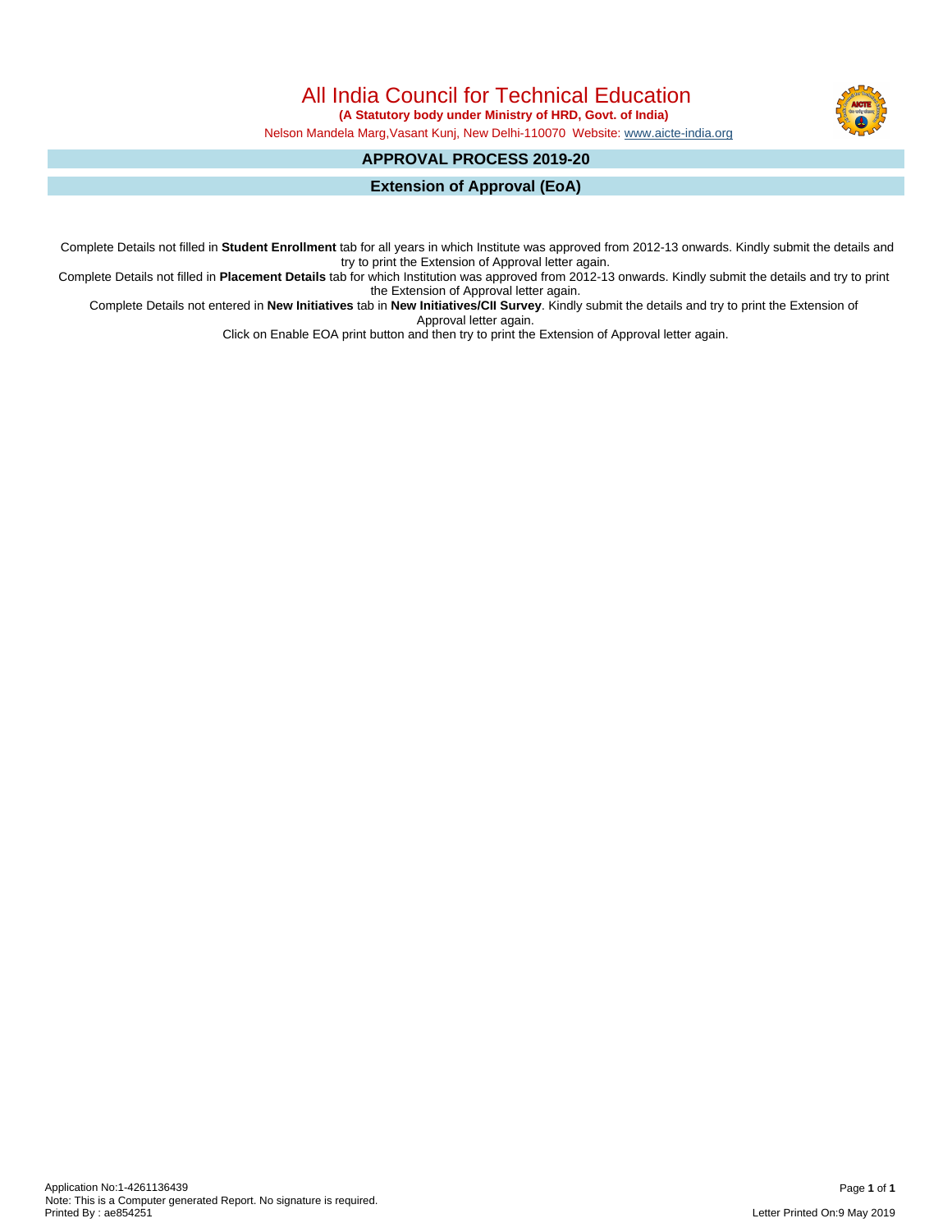# All India Council for Technical Education

**(A Statutory body under Ministry of HRD, Govt. of India)**

Nelson Mandela Marg,Vasant Kunj, New Delhi-110070 Website: www.aicte-india.org

## APPROVAL PROCESS 2019-20

## Extension of Approval (EoA)

Complete Details not filled in **Student Enrollment** tab for all years in which Institute was approved from 2012-13 onwards. Kindly submit the details and try to print the Extension of Approval letter again.

Complete Details not filled in **Placement Details** tab for which Institution was approved from 2012-13 onwards. Kindly submit the details and try to print the Extension of Approval letter again.

Complete Details not entered in **New Initiatives** tab in **New Initiatives/CII Survey**. Kindly submit the details and try to print the Extension of Approval letter again.

Click on Enable EOA print button and then try to print the Extension of Approval letter again.

Application No:1-4261136439
Note: This is a Computer generated Report. No signature is required.
Printed By : ae854251

Letter Printed On:9 May 2019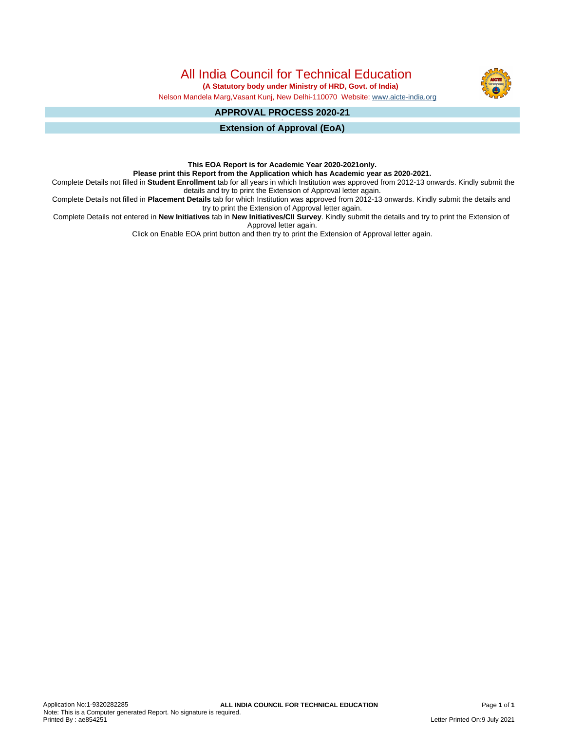# All India Council for Technical Education

**(A Statutory body under Ministry of HRD, Govt. of India)**

Nelson Mandela Marg,Vasant Kunj, New Delhi-110070 Website: www.aicte-india.org

## APPROVAL PROCESS 2020-21

## Extension of Approval (EoA)

**This EOA Report is for Academic Year 2020-2021only.**

**Please print this Report from the Application which has Academic year as 2020-2021.**

Complete Details not filled in **Student Enrollment** tab for all years in which Institution was approved from 2012-13 onwards. Kindly submit the details and try to print the Extension of Approval letter again.

Complete Details not filled in **Placement Details** tab for which Institution was approved from 2012-13 onwards. Kindly submit the details and try to print the Extension of Approval letter again.

Complete Details not entered in **New Initiatives** tab in **New Initiatives/CII Survey**. Kindly submit the details and try to print the Extension of Approval letter again.

Click on Enable EOA print button and then try to print the Extension of Approval letter again.

Application No:1-9320282285

Note: This is a Computer generated Report. No signature is required.

Printed By : ae854251

Letter Printed On:9 July 2021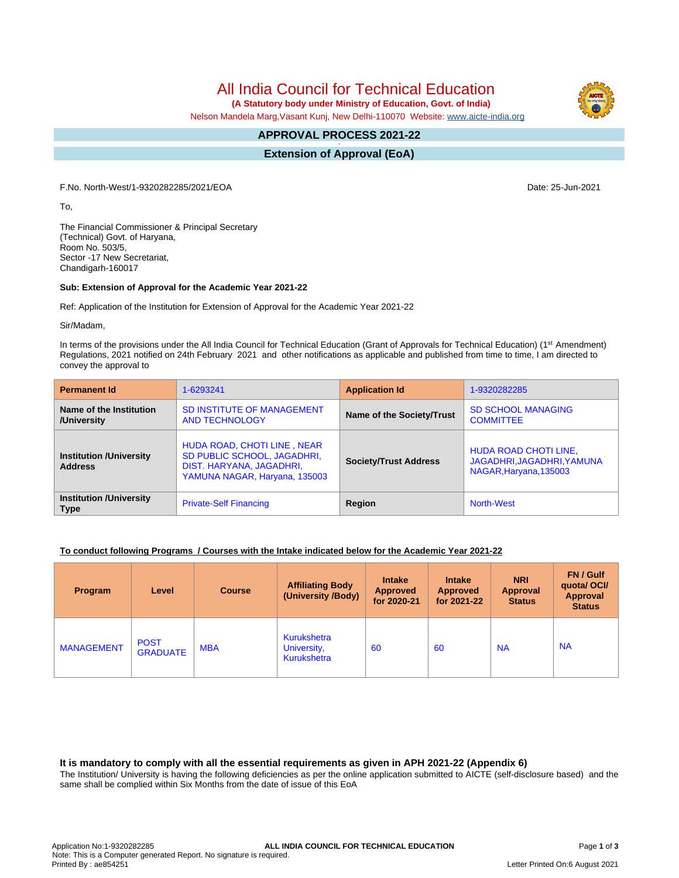# All India Council for Technical Education

**(A Statutory body under Ministry of Education, Govt. of India)**

Nelson Mandela Marg,Vasant Kunj, New Delhi-110070 Website: www.aicte-india.org

## APPROVAL PROCESS 2021-22

## Extension of Approval (EoA)

F.No. North-West/1-9320282285/2021/EOA

Date: 25-Jun-2021

To,

The Financial Commissioner & Principal Secretary
(Technical) Govt. of Haryana,
Room No. 503/5,
Sector -17 New Secretariat,
Chandigarh-160017

**Sub: Extension of Approval for the Academic Year 2021-22**

Ref: Application of the Institution for Extension of Approval for the Academic Year 2021-22

Sir/Madam,

In terms of the provisions under the All India Council for Technical Education (Grant of Approvals for Technical Education) (1st Amendment) Regulations, 2021 notified on 24th February 2021 and other notifications as applicable and published from time to time, I am directed to convey the approval to

| **Permanent Id** | 1-6293241 | **Application Id** | 1-9320282285 |
|---|---|---|---|
| **Name of the Institution /University** | SD INSTITUTE OF MANAGEMENT AND TECHNOLOGY | **Name of the Society/Trust** | SD SCHOOL MANAGING COMMITTEE |
| **Institution /University Address** | HUDA ROAD, CHOTI LINE , NEAR SD PUBLIC SCHOOL, JAGADHRI, DIST. HARYANA, JAGADHRI, YAMUNA NAGAR, Haryana, 135003 | **Society/Trust Address** | HUDA ROAD CHOTI LINE, JAGADHRI,JAGADHRI,YAMUNA NAGAR,Haryana,135003 |
| **Institution /University Type** | Private-Self Financing | **Region** | North-West |

**To conduct following Programs / Courses with the Intake indicated below for the Academic Year 2021-22**

| Program | Level | Course | Affiliating Body (University /Body) | Intake Approved for 2020-21 | Intake Approved for 2021-22 | NRI Approval Status | FN / Gulf quota/ OCI/ Approval Status |
|---|---|---|---|---|---|---|---|
| MANAGEMENT | POST GRADUATE | MBA | Kurukshetra University, Kurukshetra | 60 | 60 | NA | NA |

### It is mandatory to comply with all the essential requirements as given in APH 2021-22 (Appendix 6)

The Institution/ University is having the following deficiencies as per the online application submitted to AICTE (self-disclosure based) and the same shall be complied within Six Months from the date of issue of this EoA

Application No:1-9320282285
Note: This is a Computer generated Report. No signature is required.
Printed By : ae854251

Letter Printed On:6 August 2021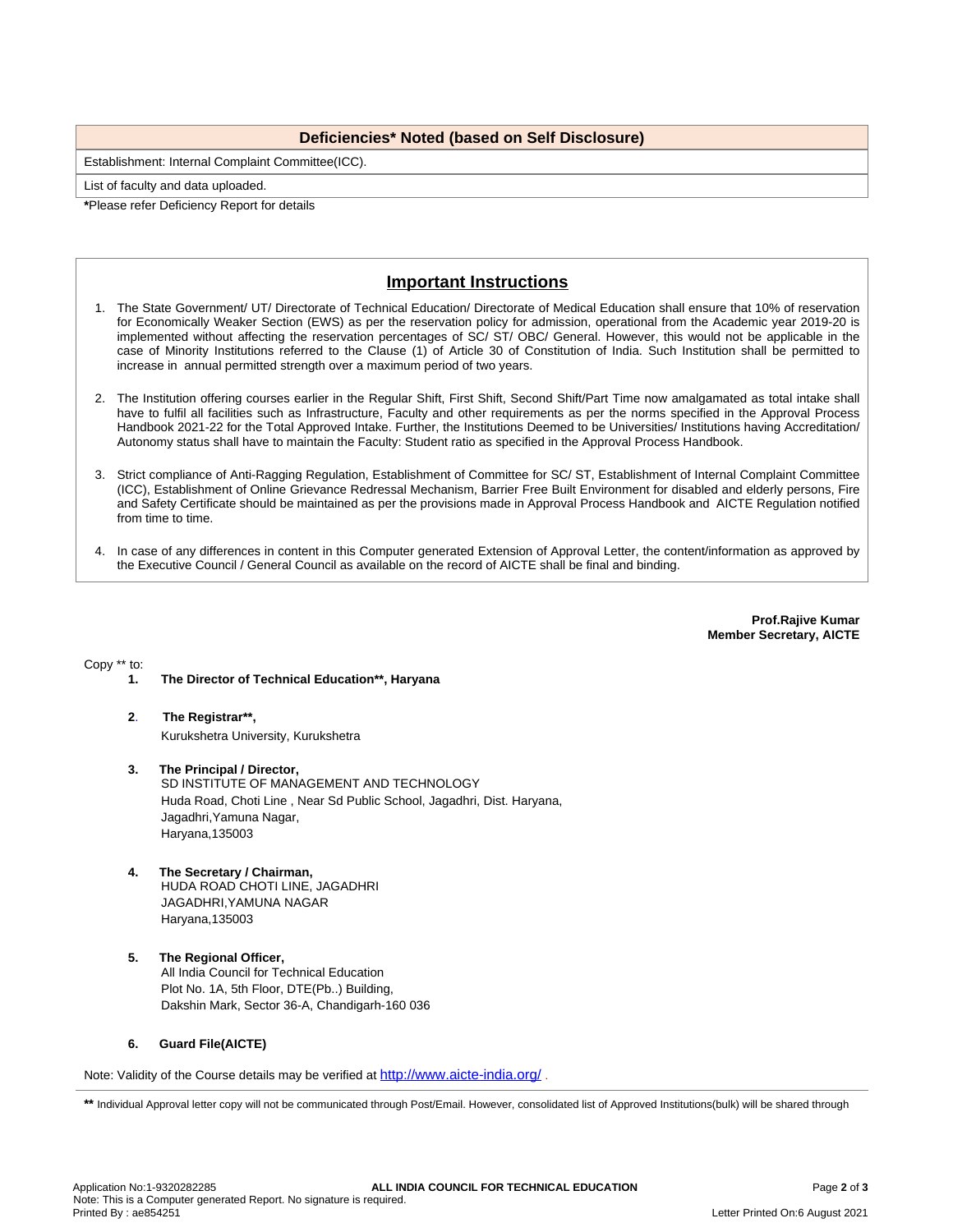## Deficiencies* Noted (based on Self Disclosure)

| Establishment: Internal Complaint Committee(ICC). |
|---|
| List of faculty and data uploaded. |

***Please refer Deficiency Report for details**

## Important Instructions

1. The State Government/ UT/ Directorate of Technical Education/ Directorate of Medical Education shall ensure that 10% of reservation for Economically Weaker Section (EWS) as per the reservation policy for admission, operational from the Academic year 2019-20 is implemented without affecting the reservation percentages of SC/ ST/ OBC/ General. However, this would not be applicable in the case of Minority Institutions referred to the Clause (1) of Article 30 of Constitution of India. Such Institution shall be permitted to increase in annual permitted strength over a maximum period of two years.

2. The Institution offering courses earlier in the Regular Shift, First Shift, Second Shift/Part Time now amalgamated as total intake shall have to fulfil all facilities such as Infrastructure, Faculty and other requirements as per the norms specified in the Approval Process Handbook 2021-22 for the Total Approved Intake. Further, the Institutions Deemed to be Universities/ Institutions having Accreditation/ Autonomy status shall have to maintain the Faculty: Student ratio as specified in the Approval Process Handbook.

3. Strict compliance of Anti-Ragging Regulation, Establishment of Committee for SC/ ST, Establishment of Internal Complaint Committee (ICC), Establishment of Online Grievance Redressal Mechanism, Barrier Free Built Environment for disabled and elderly persons, Fire and Safety Certificate should be maintained as per the provisions made in Approval Process Handbook and AICTE Regulation notified from time to time.

4. In case of any differences in content in this Computer generated Extension of Approval Letter, the content/information as approved by the Executive Council / General Council as available on the record of AICTE shall be final and binding.

**Prof.Rajive Kumar**
**Member Secretary, AICTE**

Copy ** to:

1. **The Director of Technical Education**, Haryana**

2. **The Registrar**,**
Kurukshetra University, Kurukshetra

3. **The Principal / Director,**
SD INSTITUTE OF MANAGEMENT AND TECHNOLOGY
Huda Road, Choti Line , Near Sd Public School, Jagadhri, Dist. Haryana,
Jagadhri,Yamuna Nagar,
Haryana,135003

4. **The Secretary / Chairman,**
HUDA ROAD CHOTI LINE, JAGADHRI
JAGADHRI,YAMUNA NAGAR
Haryana,135003

5. **The Regional Officer,**
All India Council for Technical Education
Plot No. 1A, 5th Floor, DTE(Pb..) Building,
Dakshin Mark, Sector 36-A, Chandigarh-160 036

6. **Guard File(AICTE)**

Note: Validity of the Course details may be verified at http://www.aicte-india.org/ .

**** Individual Approval letter copy will not be communicated through Post/Email. However, consolidated list of Approved Institutions(bulk) will be shared through

Application No:1-9320282285
Note: This is a Computer generated Report. No signature is required.
Printed By : ae854251

Letter Printed On:6 August 2021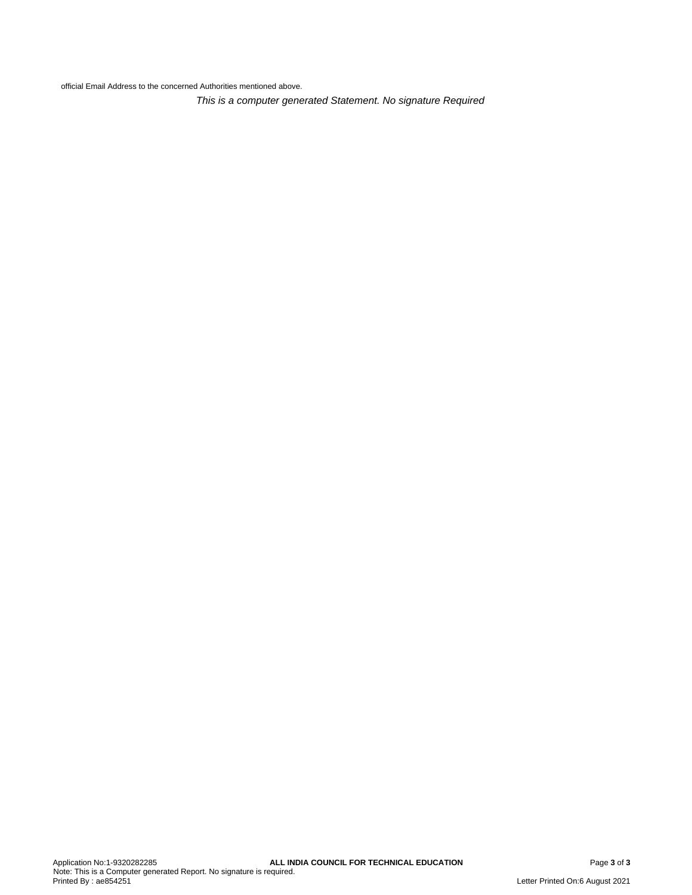official Email Address to the concerned Authorities mentioned above.

*This is a computer generated Statement. No signature Required*